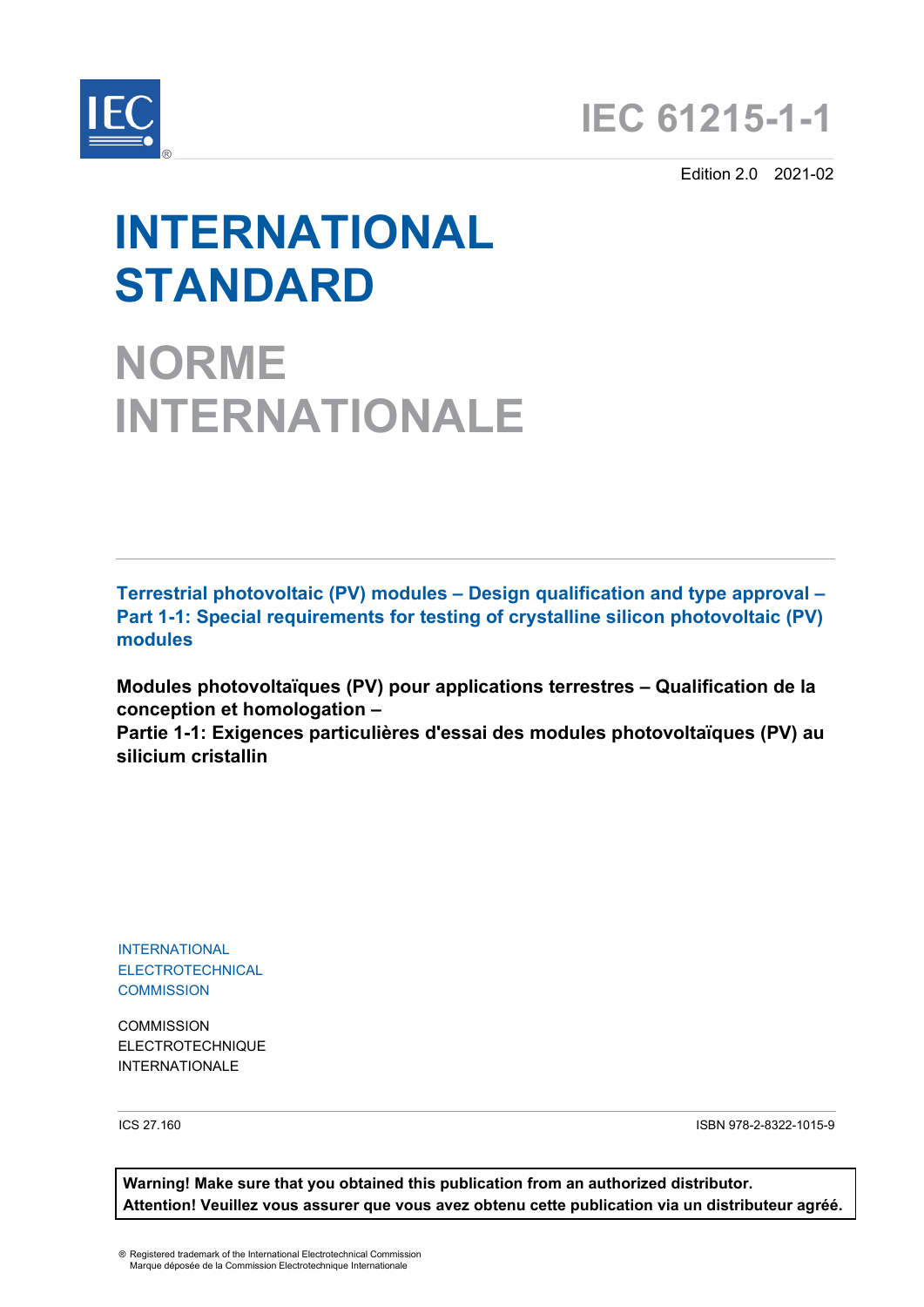# IEC 61215-1-1

Edition 2.0 2021-02

# INTERNATIONAL STANDARD

# NORME INTERNATIONALE

**Terrestrial photovoltaic (PV) modules – Design qualification and type approval – Part 1-1: Special requirements for testing of crystalline silicon photovoltaic (PV) modules**

**Modules photovoltaïques (PV) pour applications terrestres – Qualification de la conception et homologation –**
**Partie 1-1: Exigences particulières d'essai des modules photovoltaïques (PV) au silicium cristallin**

INTERNATIONAL
ELECTROTECHNICAL
COMMISSION

COMMISSION
ELECTROTECHNIQUE
INTERNATIONALE

ICS 27.160

ISBN 978-2-8322-1015-9

**Warning! Make sure that you obtained this publication from an authorized distributor.**
**Attention! Veuillez vous assurer que vous avez obtenu cette publication via un distributeur agréé.**

® Registered trademark of the International Electrotechnical Commission
Marque déposée de la Commission Electrotechnique Internationale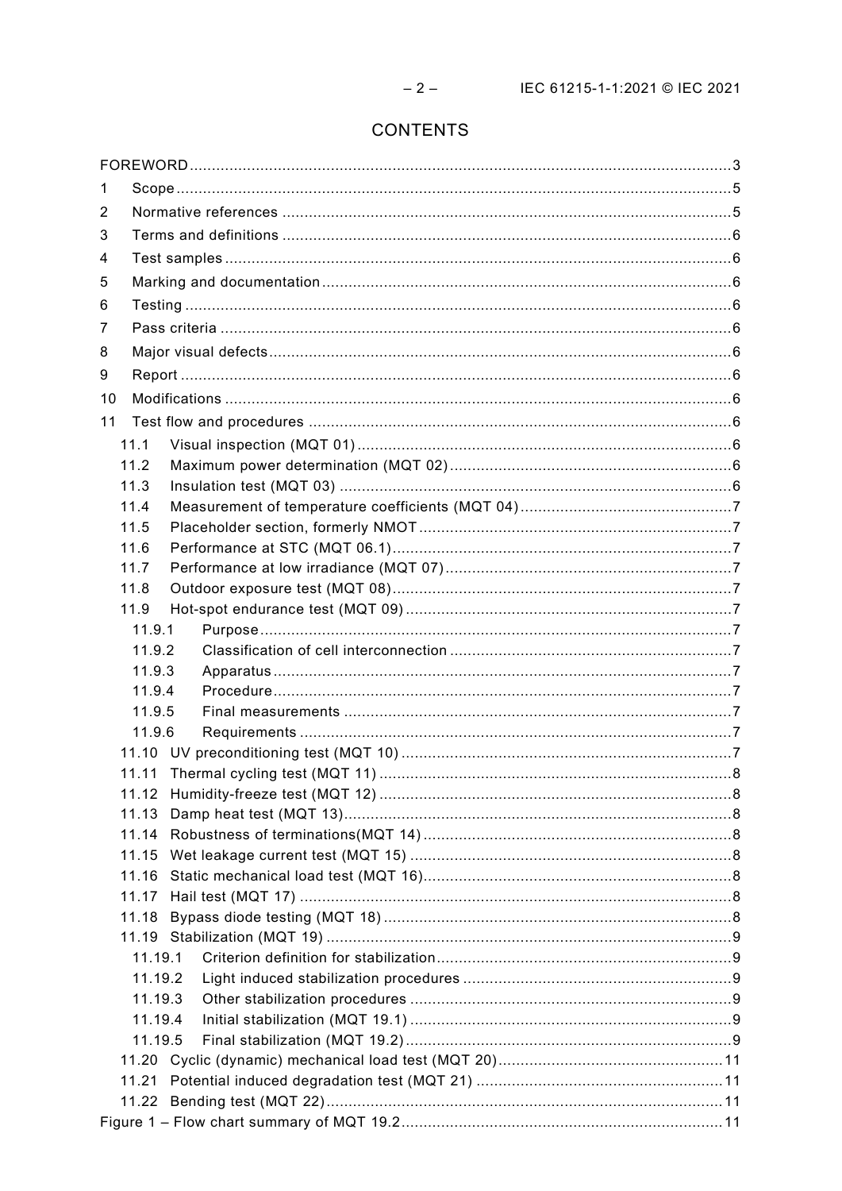# CONTENTS

FOREWORD .... 3

1 Scope .... 5

2 Normative references .... 5

3 Terms and definitions .... 6

4 Test samples .... 6

5 Marking and documentation .... 6

6 Testing .... 6

7 Pass criteria .... 6

8 Major visual defects .... 6

9 Report .... 6

10 Modifications .... 6

11 Test flow and procedures .... 6

- 11.1 Visual inspection (MQT 01) .... 6
- 11.2 Maximum power determination (MQT 02) .... 6
- 11.3 Insulation test (MQT 03) .... 6
- 11.4 Measurement of temperature coefficients (MQT 04) .... 7
- 11.5 Placeholder section, formerly NMOT .... 7
- 11.6 Performance at STC (MQT 06.1) .... 7
- 11.7 Performance at low irradiance (MQT 07) .... 7
- 11.8 Outdoor exposure test (MQT 08) .... 7
- 11.9 Hot-spot endurance test (MQT 09) .... 7
  - 11.9.1 Purpose .... 7
  - 11.9.2 Classification of cell interconnection .... 7
  - 11.9.3 Apparatus .... 7
  - 11.9.4 Procedure .... 7
  - 11.9.5 Final measurements .... 7
  - 11.9.6 Requirements .... 7
- 11.10 UV preconditioning test (MQT 10) .... 7
- 11.11 Thermal cycling test (MQT 11) .... 8
- 11.12 Humidity-freeze test (MQT 12) .... 8
- 11.13 Damp heat test (MQT 13) .... 8
- 11.14 Robustness of terminations(MQT 14) .... 8
- 11.15 Wet leakage current test (MQT 15) .... 8
- 11.16 Static mechanical load test (MQT 16) .... 8
- 11.17 Hail test (MQT 17) .... 8
- 11.18 Bypass diode testing (MQT 18) .... 8
- 11.19 Stabilization (MQT 19) .... 9
  - 11.19.1 Criterion definition for stabilization .... 9
  - 11.19.2 Light induced stabilization procedures .... 9
  - 11.19.3 Other stabilization procedures .... 9
  - 11.19.4 Initial stabilization (MQT 19.1) .... 9
  - 11.19.5 Final stabilization (MQT 19.2) .... 9
- 11.20 Cyclic (dynamic) mechanical load test (MQT 20) .... 11
- 11.21 Potential induced degradation test (MQT 21) .... 11
- 11.22 Bending test (MQT 22) .... 11

Figure 1 – Flow chart summary of MQT 19.2 .... 11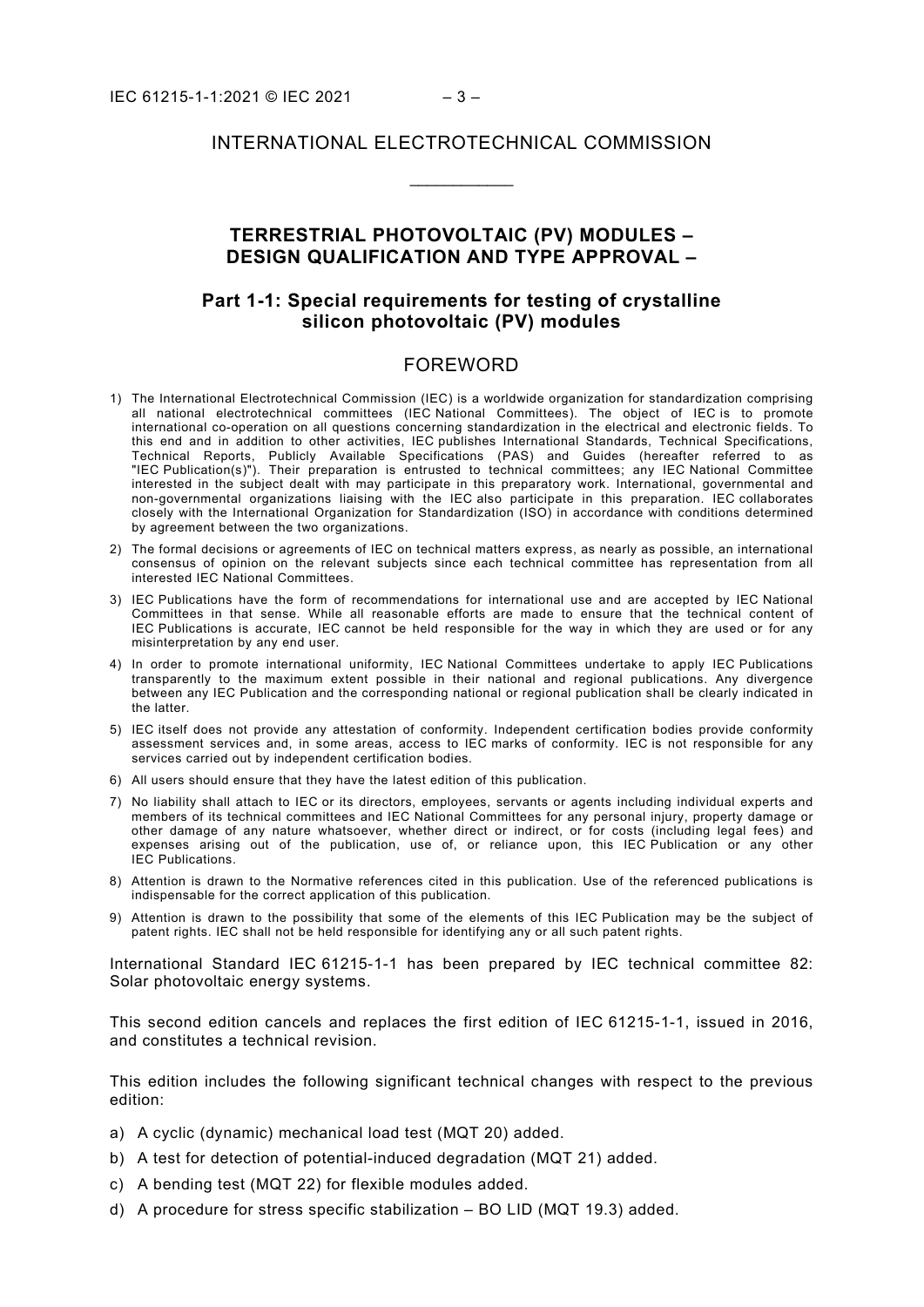# INTERNATIONAL ELECTROTECHNICAL COMMISSION

___________

## TERRESTRIAL PHOTOVOLTAIC (PV) MODULES – DESIGN QUALIFICATION AND TYPE APPROVAL –

## Part 1-1: Special requirements for testing of crystalline silicon photovoltaic (PV) modules

## FOREWORD

1) The International Electrotechnical Commission (IEC) is a worldwide organization for standardization comprising all national electrotechnical committees (IEC National Committees). The object of IEC is to promote international co-operation on all questions concerning standardization in the electrical and electronic fields. To this end and in addition to other activities, IEC publishes International Standards, Technical Specifications, Technical Reports, Publicly Available Specifications (PAS) and Guides (hereafter referred to as "IEC Publication(s)"). Their preparation is entrusted to technical committees; any IEC National Committee interested in the subject dealt with may participate in this preparatory work. International, governmental and non-governmental organizations liaising with the IEC also participate in this preparation. IEC collaborates closely with the International Organization for Standardization (ISO) in accordance with conditions determined by agreement between the two organizations.
2) The formal decisions or agreements of IEC on technical matters express, as nearly as possible, an international consensus of opinion on the relevant subjects since each technical committee has representation from all interested IEC National Committees.
3) IEC Publications have the form of recommendations for international use and are accepted by IEC National Committees in that sense. While all reasonable efforts are made to ensure that the technical content of IEC Publications is accurate, IEC cannot be held responsible for the way in which they are used or for any misinterpretation by any end user.
4) In order to promote international uniformity, IEC National Committees undertake to apply IEC Publications transparently to the maximum extent possible in their national and regional publications. Any divergence between any IEC Publication and the corresponding national or regional publication shall be clearly indicated in the latter.
5) IEC itself does not provide any attestation of conformity. Independent certification bodies provide conformity assessment services and, in some areas, access to IEC marks of conformity. IEC is not responsible for any services carried out by independent certification bodies.
6) All users should ensure that they have the latest edition of this publication.
7) No liability shall attach to IEC or its directors, employees, servants or agents including individual experts and members of its technical committees and IEC National Committees for any personal injury, property damage or other damage of any nature whatsoever, whether direct or indirect, or for costs (including legal fees) and expenses arising out of the publication, use of, or reliance upon, this IEC Publication or any other IEC Publications.
8) Attention is drawn to the Normative references cited in this publication. Use of the referenced publications is indispensable for the correct application of this publication.
9) Attention is drawn to the possibility that some of the elements of this IEC Publication may be the subject of patent rights. IEC shall not be held responsible for identifying any or all such patent rights.

International Standard IEC 61215-1-1 has been prepared by IEC technical committee 82: Solar photovoltaic energy systems.

This second edition cancels and replaces the first edition of IEC 61215-1-1, issued in 2016, and constitutes a technical revision.

This edition includes the following significant technical changes with respect to the previous edition:

a) A cyclic (dynamic) mechanical load test (MQT 20) added.
b) A test for detection of potential-induced degradation (MQT 21) added.
c) A bending test (MQT 22) for flexible modules added.
d) A procedure for stress specific stabilization – BO LID (MQT 19.3) added.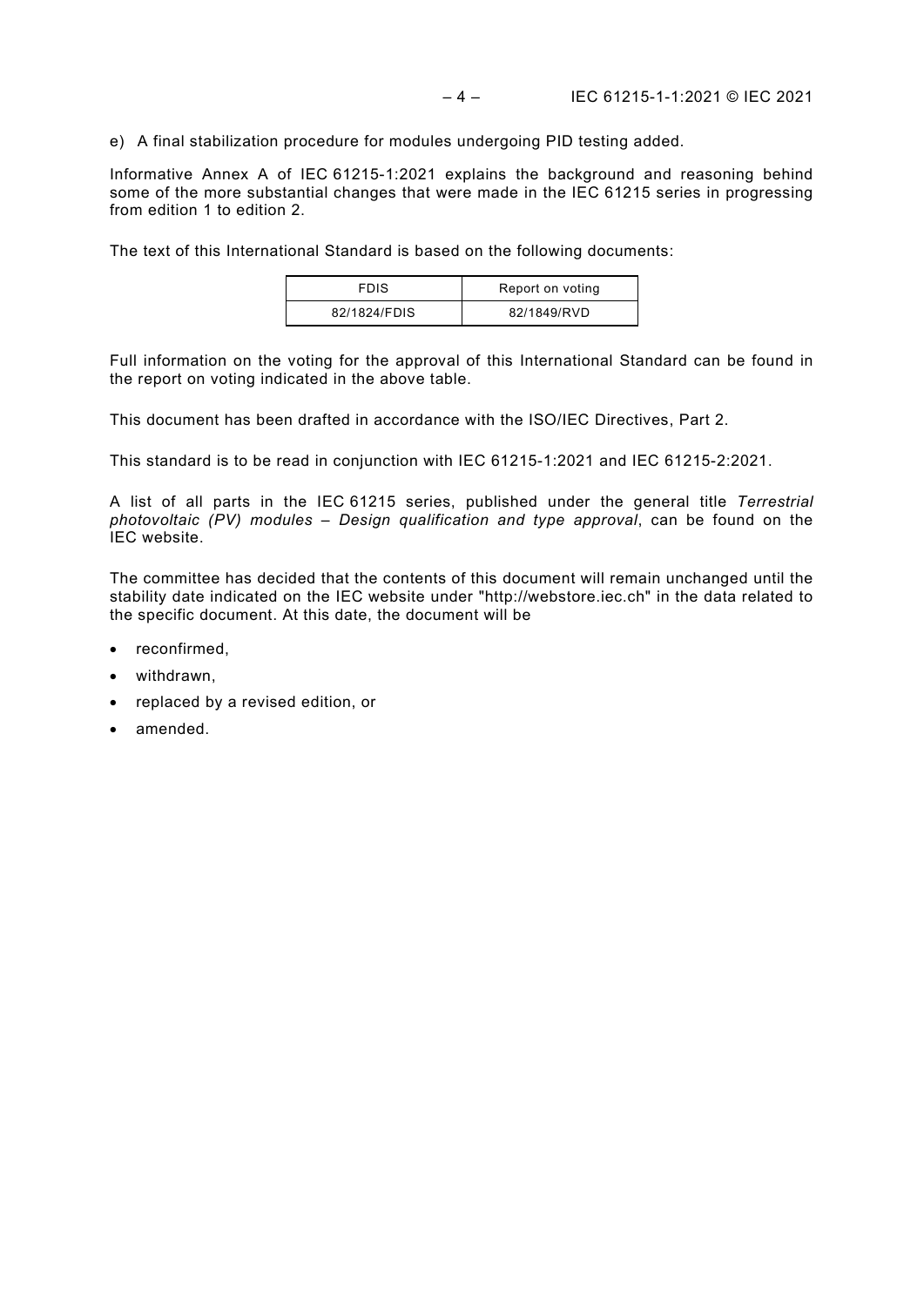e) A final stabilization procedure for modules undergoing PID testing added.

Informative Annex A of IEC 61215-1:2021 explains the background and reasoning behind some of the more substantial changes that were made in the IEC 61215 series in progressing from edition 1 to edition 2.

The text of this International Standard is based on the following documents:

| FDIS | Report on voting |
| --- | --- |
| 82/1824/FDIS | 82/1849/RVD |

Full information on the voting for the approval of this International Standard can be found in the report on voting indicated in the above table.

This document has been drafted in accordance with the ISO/IEC Directives, Part 2.

This standard is to be read in conjunction with IEC 61215-1:2021 and IEC 61215-2:2021.

A list of all parts in the IEC 61215 series, published under the general title *Terrestrial photovoltaic (PV) modules – Design qualification and type approval*, can be found on the IEC website.

The committee has decided that the contents of this document will remain unchanged until the stability date indicated on the IEC website under "http://webstore.iec.ch" in the data related to the specific document. At this date, the document will be

- reconfirmed,
- withdrawn,
- replaced by a revised edition, or
- amended.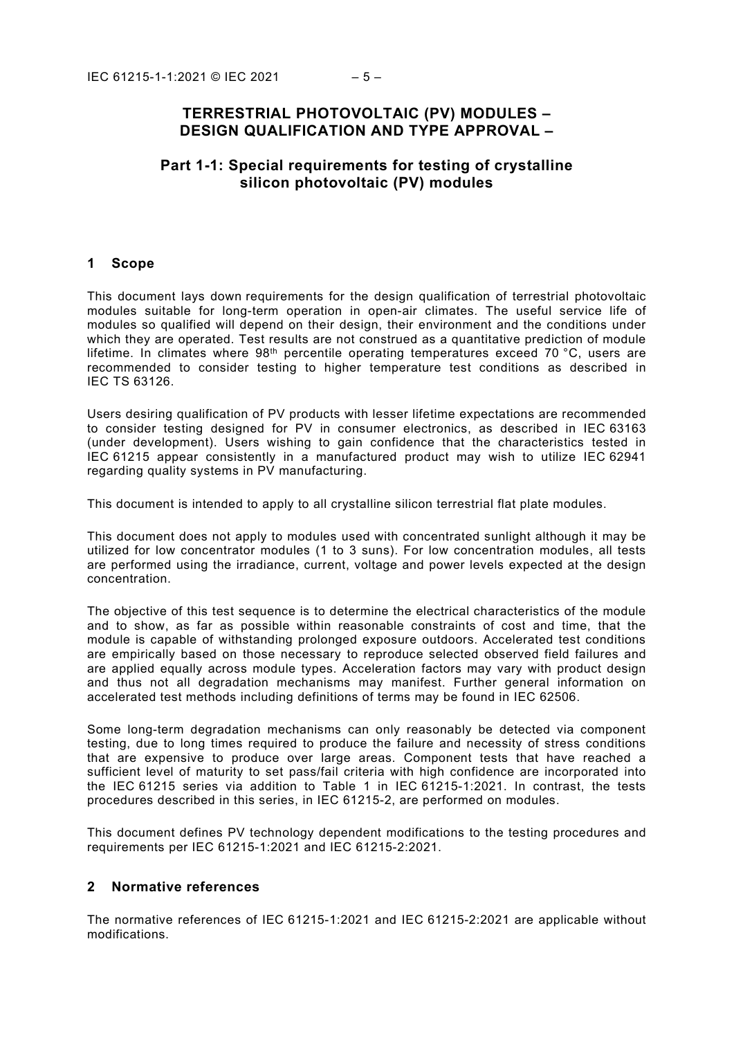# TERRESTRIAL PHOTOVOLTAIC (PV) MODULES – DESIGN QUALIFICATION AND TYPE APPROVAL –

## Part 1-1: Special requirements for testing of crystalline silicon photovoltaic (PV) modules

## 1 Scope

This document lays down requirements for the design qualification of terrestrial photovoltaic modules suitable for long-term operation in open-air climates. The useful service life of modules so qualified will depend on their design, their environment and the conditions under which they are operated. Test results are not construed as a quantitative prediction of module lifetime. In climates where 98th percentile operating temperatures exceed 70 °C, users are recommended to consider testing to higher temperature test conditions as described in IEC TS 63126.

Users desiring qualification of PV products with lesser lifetime expectations are recommended to consider testing designed for PV in consumer electronics, as described in IEC 63163 (under development). Users wishing to gain confidence that the characteristics tested in IEC 61215 appear consistently in a manufactured product may wish to utilize IEC 62941 regarding quality systems in PV manufacturing.

This document is intended to apply to all crystalline silicon terrestrial flat plate modules.

This document does not apply to modules used with concentrated sunlight although it may be utilized for low concentrator modules (1 to 3 suns). For low concentration modules, all tests are performed using the irradiance, current, voltage and power levels expected at the design concentration.

The objective of this test sequence is to determine the electrical characteristics of the module and to show, as far as possible within reasonable constraints of cost and time, that the module is capable of withstanding prolonged exposure outdoors. Accelerated test conditions are empirically based on those necessary to reproduce selected observed field failures and are applied equally across module types. Acceleration factors may vary with product design and thus not all degradation mechanisms may manifest. Further general information on accelerated test methods including definitions of terms may be found in IEC 62506.

Some long-term degradation mechanisms can only reasonably be detected via component testing, due to long times required to produce the failure and necessity of stress conditions that are expensive to produce over large areas. Component tests that have reached a sufficient level of maturity to set pass/fail criteria with high confidence are incorporated into the IEC 61215 series via addition to Table 1 in IEC 61215-1:2021. In contrast, the tests procedures described in this series, in IEC 61215-2, are performed on modules.

This document defines PV technology dependent modifications to the testing procedures and requirements per IEC 61215-1:2021 and IEC 61215-2:2021.

## 2 Normative references

The normative references of IEC 61215-1:2021 and IEC 61215-2:2021 are applicable without modifications.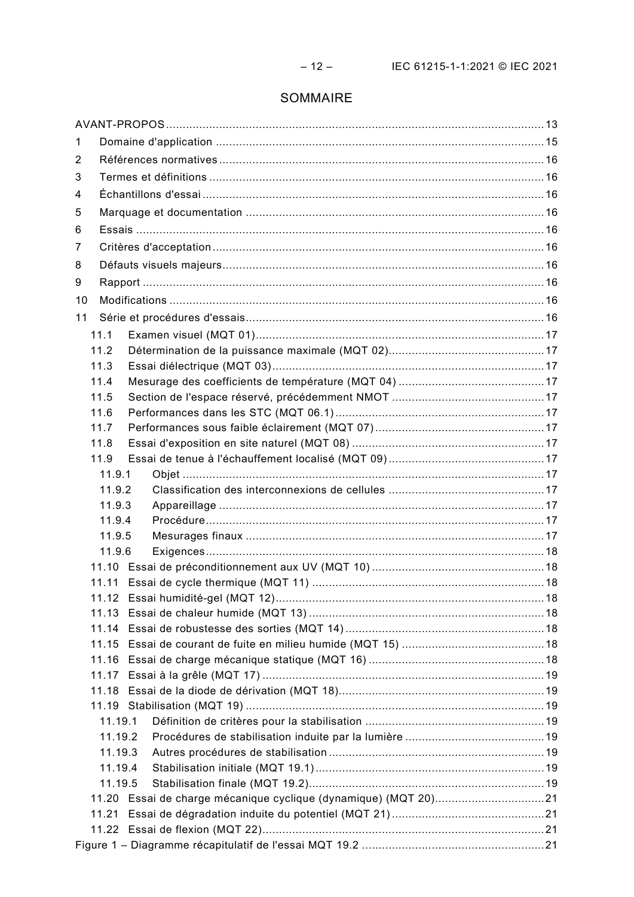# SOMMAIRE

AVANT-PROPOS .......... 13

1 Domaine d'application .......... 15

2 Références normatives .......... 16

3 Termes et définitions .......... 16

4 Échantillons d'essai .......... 16

5 Marquage et documentation .......... 16

6 Essais .......... 16

7 Critères d'acceptation .......... 16

8 Défauts visuels majeurs .......... 16

9 Rapport .......... 16

10 Modifications .......... 16

11 Série et procédures d'essais .......... 16

- 11.1 Examen visuel (MQT 01) .......... 17
- 11.2 Détermination de la puissance maximale (MQT 02) .......... 17
- 11.3 Essai diélectrique (MQT 03) .......... 17
- 11.4 Mesurage des coefficients de température (MQT 04) .......... 17
- 11.5 Section de l'espace réservé, précédemment NMOT .......... 17
- 11.6 Performances dans les STC (MQT 06.1) .......... 17
- 11.7 Performances sous faible éclairement (MQT 07) .......... 17
- 11.8 Essai d'exposition en site naturel (MQT 08) .......... 17
- 11.9 Essai de tenue à l'échauffement localisé (MQT 09) .......... 17
  - 11.9.1 Objet .......... 17
  - 11.9.2 Classification des interconnexions de cellules .......... 17
  - 11.9.3 Appareillage .......... 17
  - 11.9.4 Procédure .......... 17
  - 11.9.5 Mesurages finaux .......... 17
  - 11.9.6 Exigences .......... 18
- 11.10 Essai de préconditionnement aux UV (MQT 10) .......... 18
- 11.11 Essai de cycle thermique (MQT 11) .......... 18
- 11.12 Essai humidité-gel (MQT 12) .......... 18
- 11.13 Essai de chaleur humide (MQT 13) .......... 18
- 11.14 Essai de robustesse des sorties (MQT 14) .......... 18
- 11.15 Essai de courant de fuite en milieu humide (MQT 15) .......... 18
- 11.16 Essai de charge mécanique statique (MQT 16) .......... 18
- 11.17 Essai à la grêle (MQT 17) .......... 19
- 11.18 Essai de la diode de dérivation (MQT 18) .......... 19
- 11.19 Stabilisation (MQT 19) .......... 19
  - 11.19.1 Définition de critères pour la stabilisation .......... 19
  - 11.19.2 Procédures de stabilisation induite par la lumière .......... 19
  - 11.19.3 Autres procédures de stabilisation .......... 19
  - 11.19.4 Stabilisation initiale (MQT 19.1) .......... 19
  - 11.19.5 Stabilisation finale (MQT 19.2) .......... 19
- 11.20 Essai de charge mécanique cyclique (dynamique) (MQT 20) .......... 21
- 11.21 Essai de dégradation induite du potentiel (MQT 21) .......... 21
- 11.22 Essai de flexion (MQT 22) .......... 21

Figure 1 – Diagramme récapitulatif de l'essai MQT 19.2 .......... 21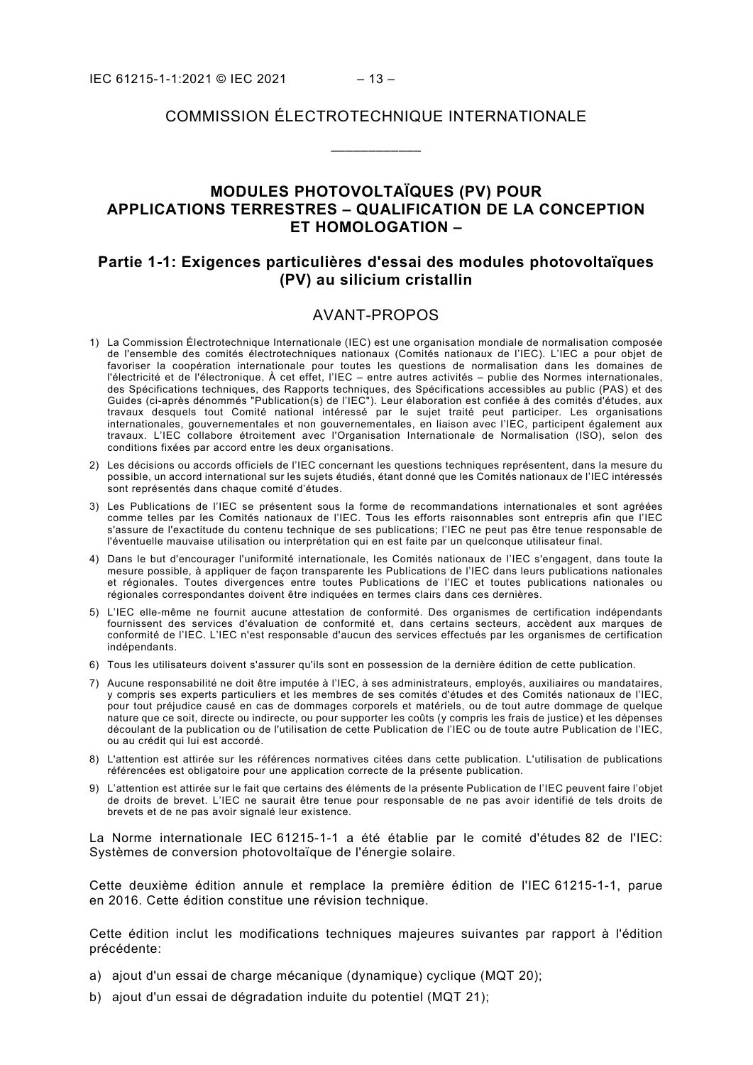COMMISSION ÉLECTROTECHNIQUE INTERNATIONALE

\_\_\_\_\_\_\_\_\_\_\_\_

# MODULES PHOTOVOLTAÏQUES (PV) POUR APPLICATIONS TERRESTRES – QUALIFICATION DE LA CONCEPTION ET HOMOLOGATION –

## Partie 1-1: Exigences particulières d'essai des modules photovoltaïques (PV) au silicium cristallin

## AVANT-PROPOS

1) La Commission Électrotechnique Internationale (IEC) est une organisation mondiale de normalisation composée de l'ensemble des comités électrotechniques nationaux (Comités nationaux de l'IEC). L'IEC a pour objet de favoriser la coopération internationale pour toutes les questions de normalisation dans les domaines de l'électricité et de l'électronique. À cet effet, l'IEC – entre autres activités – publie des Normes internationales, des Spécifications techniques, des Rapports techniques, des Spécifications accessibles au public (PAS) et des Guides (ci-après dénommés "Publication(s) de l'IEC"). Leur élaboration est confiée à des comités d'études, aux travaux desquels tout Comité national intéressé par le sujet traité peut participer. Les organisations internationales, gouvernementales et non gouvernementales, en liaison avec l'IEC, participent également aux travaux. L'IEC collabore étroitement avec l'Organisation Internationale de Normalisation (ISO), selon des conditions fixées par accord entre les deux organisations.
2) Les décisions ou accords officiels de l'IEC concernant les questions techniques représentent, dans la mesure du possible, un accord international sur les sujets étudiés, étant donné que les Comités nationaux de l'IEC intéressés sont représentés dans chaque comité d'études.
3) Les Publications de l'IEC se présentent sous la forme de recommandations internationales et sont agréées comme telles par les Comités nationaux de l'IEC. Tous les efforts raisonnables sont entrepris afin que l'IEC s'assure de l'exactitude du contenu technique de ses publications; l'IEC ne peut pas être tenue responsable de l'éventuelle mauvaise utilisation ou interprétation qui en est faite par un quelconque utilisateur final.
4) Dans le but d'encourager l'uniformité internationale, les Comités nationaux de l'IEC s'engagent, dans toute la mesure possible, à appliquer de façon transparente les Publications de l'IEC dans leurs publications nationales et régionales. Toutes divergences entre toutes Publications de l'IEC et toutes publications nationales ou régionales correspondantes doivent être indiquées en termes clairs dans ces dernières.
5) L'IEC elle-même ne fournit aucune attestation de conformité. Des organismes de certification indépendants fournissent des services d'évaluation de conformité et, dans certains secteurs, accèdent aux marques de conformité de l'IEC. L'IEC n'est responsable d'aucun des services effectués par les organismes de certification indépendants.
6) Tous les utilisateurs doivent s'assurer qu'ils sont en possession de la dernière édition de cette publication.
7) Aucune responsabilité ne doit être imputée à l'IEC, à ses administrateurs, employés, auxiliaires ou mandataires, y compris ses experts particuliers et les membres de ses comités d'études et des Comités nationaux de l'IEC, pour tout préjudice causé en cas de dommages corporels et matériels, ou de tout autre dommage de quelque nature que ce soit, directe ou indirecte, ou pour supporter les coûts (y compris les frais de justice) et les dépenses découlant de la publication ou de l'utilisation de cette Publication de l'IEC ou de toute autre Publication de l'IEC, ou au crédit qui lui est accordé.
8) L'attention est attirée sur les références normatives citées dans cette publication. L'utilisation de publications référencées est obligatoire pour une application correcte de la présente publication.
9) L'attention est attirée sur le fait que certains des éléments de la présente Publication de l'IEC peuvent faire l'objet de droits de brevet. L'IEC ne saurait être tenue pour responsable de ne pas avoir identifié de tels droits de brevets et de ne pas avoir signalé leur existence.

La Norme internationale IEC 61215-1-1 a été établie par le comité d'études 82 de l'IEC: Systèmes de conversion photovoltaïque de l'énergie solaire.

Cette deuxième édition annule et remplace la première édition de l'IEC 61215-1-1, parue en 2016. Cette édition constitue une révision technique.

Cette édition inclut les modifications techniques majeures suivantes par rapport à l'édition précédente:

a) ajout d'un essai de charge mécanique (dynamique) cyclique (MQT 20);
b) ajout d'un essai de dégradation induite du potentiel (MQT 21);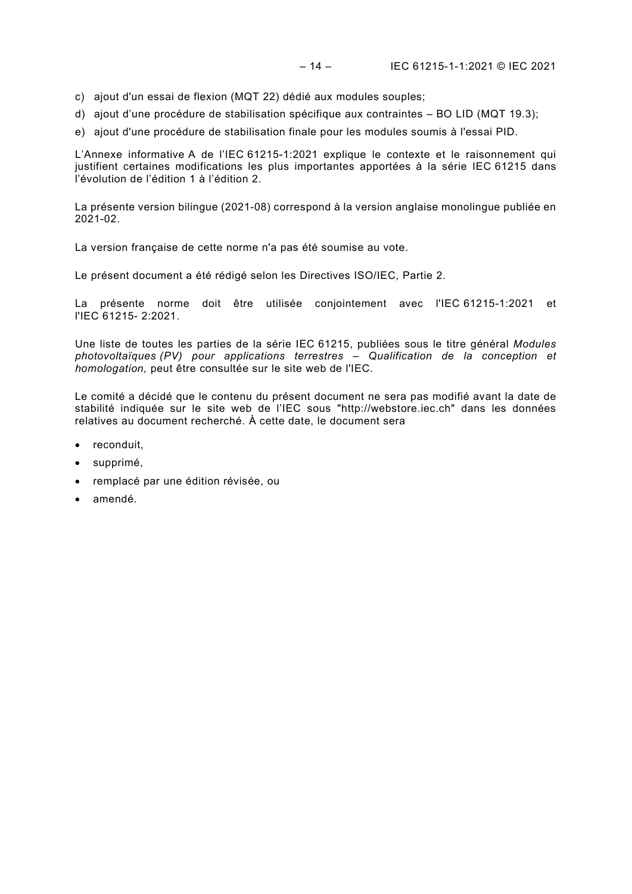c) ajout d'un essai de flexion (MQT 22) dédié aux modules souples;

d) ajout d'une procédure de stabilisation spécifique aux contraintes – BO LID (MQT 19.3);

e) ajout d'une procédure de stabilisation finale pour les modules soumis à l'essai PID.

L'Annexe informative A de l'IEC 61215-1:2021 explique le contexte et le raisonnement qui justifient certaines modifications les plus importantes apportées à la série IEC 61215 dans l'évolution de l'édition 1 à l'édition 2.

La présente version bilingue (2021-08) correspond à la version anglaise monolingue publiée en 2021-02.

La version française de cette norme n'a pas été soumise au vote.

Le présent document a été rédigé selon les Directives ISO/IEC, Partie 2.

La présente norme doit être utilisée conjointement avec l'IEC 61215-1:2021 et l'IEC 61215- 2:2021.

Une liste de toutes les parties de la série IEC 61215, publiées sous le titre général *Modules photovoltaïques (PV) pour applications terrestres – Qualification de la conception et homologation,* peut être consultée sur le site web de l'IEC.

Le comité a décidé que le contenu du présent document ne sera pas modifié avant la date de stabilité indiquée sur le site web de l'IEC sous "http://webstore.iec.ch" dans les données relatives au document recherché. À cette date, le document sera

- reconduit,
- supprimé,
- remplacé par une édition révisée, ou
- amendé.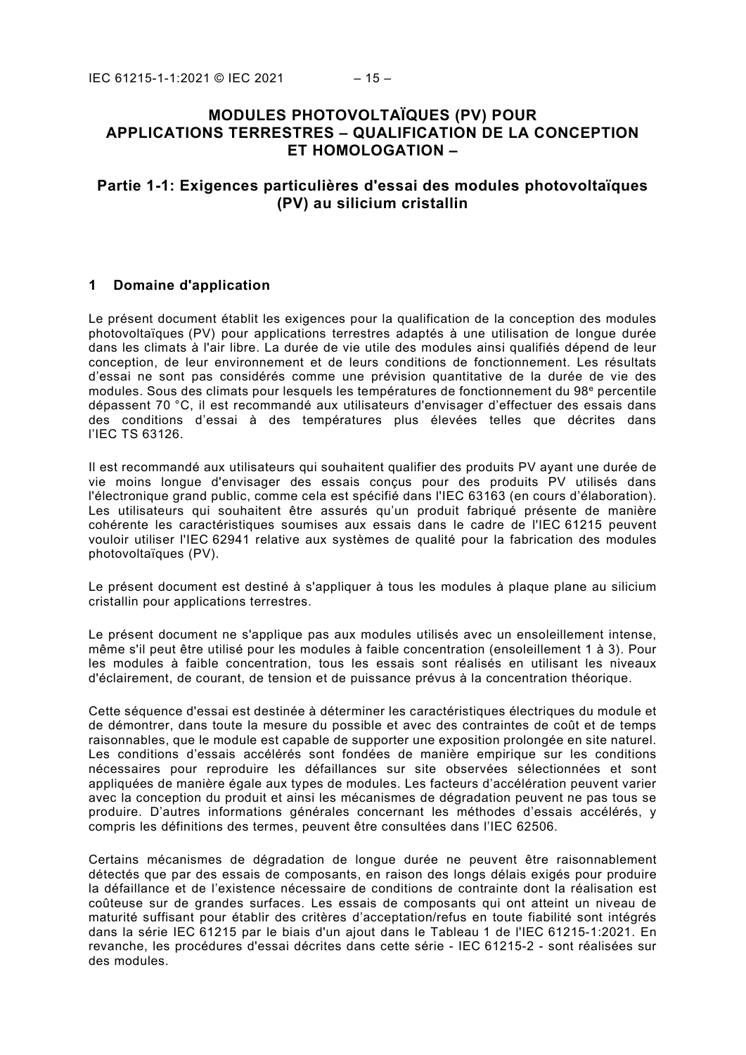# MODULES PHOTOVOLTAÏQUES (PV) POUR APPLICATIONS TERRESTRES – QUALIFICATION DE LA CONCEPTION ET HOMOLOGATION –

## Partie 1-1: Exigences particulières d'essai des modules photovoltaïques (PV) au silicium cristallin

## 1 Domaine d'application

Le présent document établit les exigences pour la qualification de la conception des modules photovoltaïques (PV) pour applications terrestres adaptés à une utilisation de longue durée dans les climats à l'air libre. La durée de vie utile des modules ainsi qualifiés dépend de leur conception, de leur environnement et de leurs conditions de fonctionnement. Les résultats d'essai ne sont pas considérés comme une prévision quantitative de la durée de vie des modules. Sous des climats pour lesquels les températures de fonctionnement du 98e percentile dépassent 70 °C, il est recommandé aux utilisateurs d'envisager d'effectuer des essais dans des conditions d'essai à des températures plus élevées telles que décrites dans l'IEC TS 63126.

Il est recommandé aux utilisateurs qui souhaitent qualifier des produits PV ayant une durée de vie moins longue d'envisager des essais conçus pour des produits PV utilisés dans l'électronique grand public, comme cela est spécifié dans l'IEC 63163 (en cours d'élaboration). Les utilisateurs qui souhaitent être assurés qu'un produit fabriqué présente de manière cohérente les caractéristiques soumises aux essais dans le cadre de l'IEC 61215 peuvent vouloir utiliser l'IEC 62941 relative aux systèmes de qualité pour la fabrication des modules photovoltaïques (PV).

Le présent document est destiné à s'appliquer à tous les modules à plaque plane au silicium cristallin pour applications terrestres.

Le présent document ne s'applique pas aux modules utilisés avec un ensoleillement intense, même s'il peut être utilisé pour les modules à faible concentration (ensoleillement 1 à 3). Pour les modules à faible concentration, tous les essais sont réalisés en utilisant les niveaux d'éclairement, de courant, de tension et de puissance prévus à la concentration théorique.

Cette séquence d'essai est destinée à déterminer les caractéristiques électriques du module et de démontrer, dans toute la mesure du possible et avec des contraintes de coût et de temps raisonnables, que le module est capable de supporter une exposition prolongée en site naturel. Les conditions d'essais accélérés sont fondées de manière empirique sur les conditions nécessaires pour reproduire les défaillances sur site observées sélectionnées et sont appliquées de manière égale aux types de modules. Les facteurs d'accélération peuvent varier avec la conception du produit et ainsi les mécanismes de dégradation peuvent ne pas tous se produire. D'autres informations générales concernant les méthodes d'essais accélérés, y compris les définitions des termes, peuvent être consultées dans l'IEC 62506.

Certains mécanismes de dégradation de longue durée ne peuvent être raisonnablement détectés que par des essais de composants, en raison des longs délais exigés pour produire la défaillance et de l'existence nécessaire de conditions de contrainte dont la réalisation est coûteuse sur de grandes surfaces. Les essais de composants qui ont atteint un niveau de maturité suffisant pour établir des critères d'acceptation/refus en toute fiabilité sont intégrés dans la série IEC 61215 par le biais d'un ajout dans le Tableau 1 de l'IEC 61215-1:2021. En revanche, les procédures d'essai décrites dans cette série - IEC 61215-2 - sont réalisées sur des modules.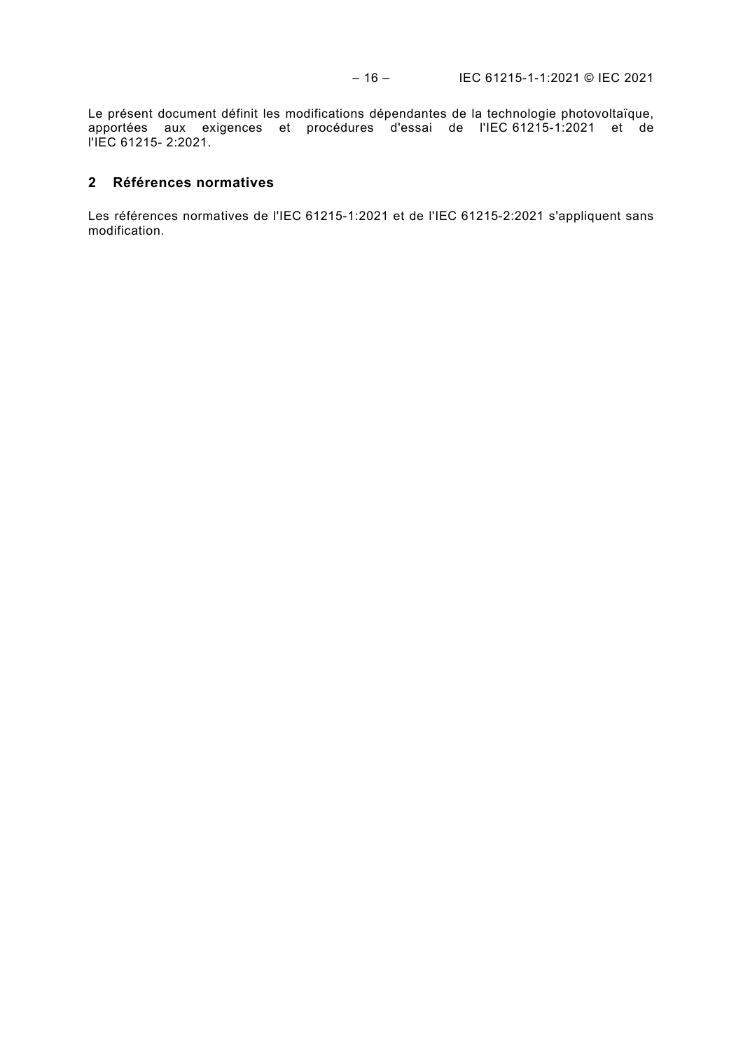Le présent document définit les modifications dépendantes de la technologie photovoltaïque, apportées aux exigences et procédures d'essai de l'IEC 61215-1:2021 et de l'IEC 61215- 2:2021.

## 2 Références normatives

Les références normatives de l'IEC 61215-1:2021 et de l'IEC 61215-2:2021 s'appliquent sans modification.